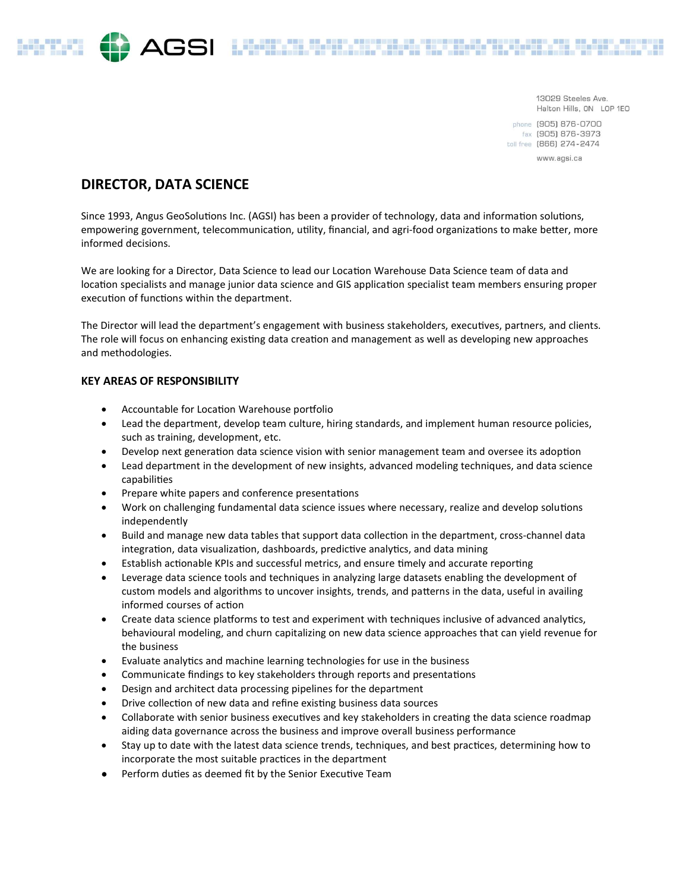AGSI

13029 Steeles Ave.
Halton Hills, ON L0P 1E0

phone (905) 876-0700
fax (905) 876-3973
toll free (866) 274-2474

www.agsi.ca

# DIRECTOR, DATA SCIENCE

Since 1993, Angus GeoSolutions Inc. (AGSI) has been a provider of technology, data and information solutions, empowering government, telecommunication, utility, financial, and agri-food organizations to make better, more informed decisions.

We are looking for a Director, Data Science to lead our Location Warehouse Data Science team of data and location specialists and manage junior data science and GIS application specialist team members ensuring proper execution of functions within the department.

The Director will lead the department's engagement with business stakeholders, executives, partners, and clients. The role will focus on enhancing existing data creation and management as well as developing new approaches and methodologies.

## KEY AREAS OF RESPONSIBILITY

- Accountable for Location Warehouse portfolio
- Lead the department, develop team culture, hiring standards, and implement human resource policies, such as training, development, etc.
- Develop next generation data science vision with senior management team and oversee its adoption
- Lead department in the development of new insights, advanced modeling techniques, and data science capabilities
- Prepare white papers and conference presentations
- Work on challenging fundamental data science issues where necessary, realize and develop solutions independently
- Build and manage new data tables that support data collection in the department, cross-channel data integration, data visualization, dashboards, predictive analytics, and data mining
- Establish actionable KPIs and successful metrics, and ensure timely and accurate reporting
- Leverage data science tools and techniques in analyzing large datasets enabling the development of custom models and algorithms to uncover insights, trends, and patterns in the data, useful in availing informed courses of action
- Create data science platforms to test and experiment with techniques inclusive of advanced analytics, behavioural modeling, and churn capitalizing on new data science approaches that can yield revenue for the business
- Evaluate analytics and machine learning technologies for use in the business
- Communicate findings to key stakeholders through reports and presentations
- Design and architect data processing pipelines for the department
- Drive collection of new data and refine existing business data sources
- Collaborate with senior business executives and key stakeholders in creating the data science roadmap aiding data governance across the business and improve overall business performance
- Stay up to date with the latest data science trends, techniques, and best practices, determining how to incorporate the most suitable practices in the department
- Perform duties as deemed fit by the Senior Executive Team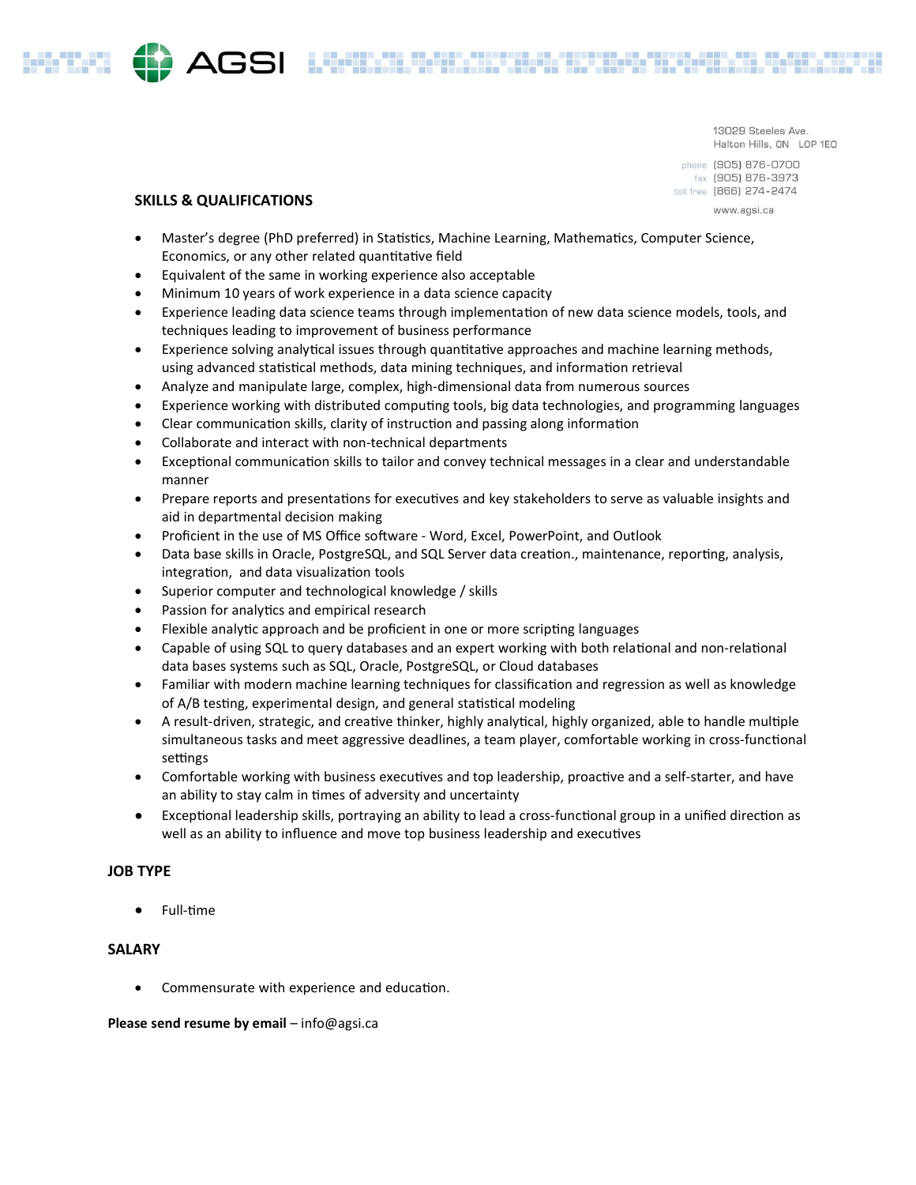## SKILLS & QUALIFICATIONS

- Master's degree (PhD preferred) in Statistics, Machine Learning, Mathematics, Computer Science, Economics, or any other related quantitative field
- Equivalent of the same in working experience also acceptable
- Minimum 10 years of work experience in a data science capacity
- Experience leading data science teams through implementation of new data science models, tools, and techniques leading to improvement of business performance
- Experience solving analytical issues through quantitative approaches and machine learning methods, using advanced statistical methods, data mining techniques, and information retrieval
- Analyze and manipulate large, complex, high-dimensional data from numerous sources
- Experience working with distributed computing tools, big data technologies, and programming languages
- Clear communication skills, clarity of instruction and passing along information
- Collaborate and interact with non-technical departments
- Exceptional communication skills to tailor and convey technical messages in a clear and understandable manner
- Prepare reports and presentations for executives and key stakeholders to serve as valuable insights and aid in departmental decision making
- Proficient in the use of MS Office software - Word, Excel, PowerPoint, and Outlook
- Data base skills in Oracle, PostgreSQL, and SQL Server data creation., maintenance, reporting, analysis, integration, and data visualization tools
- Superior computer and technological knowledge / skills
- Passion for analytics and empirical research
- Flexible analytic approach and be proficient in one or more scripting languages
- Capable of using SQL to query databases and an expert working with both relational and non-relational data bases systems such as SQL, Oracle, PostgreSQL, or Cloud databases
- Familiar with modern machine learning techniques for classification and regression as well as knowledge of A/B testing, experimental design, and general statistical modeling
- A result-driven, strategic, and creative thinker, highly analytical, highly organized, able to handle multiple simultaneous tasks and meet aggressive deadlines, a team player, comfortable working in cross-functional settings
- Comfortable working with business executives and top leadership, proactive and a self-starter, and have an ability to stay calm in times of adversity and uncertainty
- Exceptional leadership skills, portraying an ability to lead a cross-functional group in a unified direction as well as an ability to influence and move top business leadership and executives

## JOB TYPE

- Full-time

## SALARY

- Commensurate with experience and education.

**Please send resume by email** – info@agsi.ca